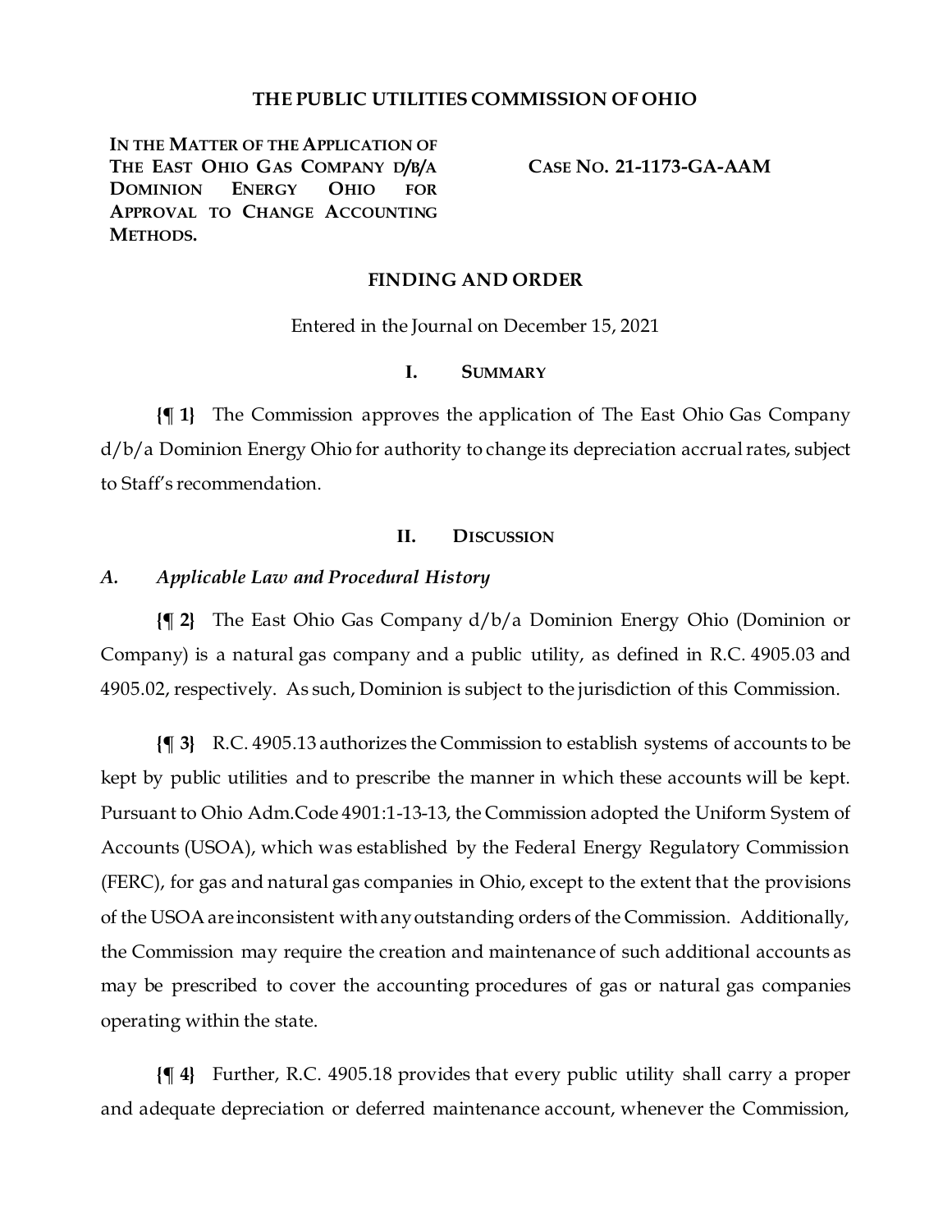# THE PUBLIC UTILITIES COMMISSION OF OHIO

**IN THE MATTER OF THE APPLICATION OF THE EAST OHIO GAS COMPANY D/B/A DOMINION ENERGY OHIO FOR APPROVAL TO CHANGE ACCOUNTING METHODS.**

**CASE NO. 21-1173-GA-AAM**

## FINDING AND ORDER

Entered in the Journal on December 15, 2021

### I. SUMMARY

**{¶ 1}** The Commission approves the application of The East Ohio Gas Company d/b/a Dominion Energy Ohio for authority to change its depreciation accrual rates, subject to Staff's recommendation.

### II. DISCUSSION

#### *A. Applicable Law and Procedural History*

**{¶ 2}** The East Ohio Gas Company d/b/a Dominion Energy Ohio (Dominion or Company) is a natural gas company and a public utility, as defined in R.C. 4905.03 and 4905.02, respectively. As such, Dominion is subject to the jurisdiction of this Commission.

**{¶ 3}** R.C. 4905.13 authorizes the Commission to establish systems of accounts to be kept by public utilities and to prescribe the manner in which these accounts will be kept. Pursuant to Ohio Adm.Code 4901:1-13-13, the Commission adopted the Uniform System of Accounts (USOA), which was established by the Federal Energy Regulatory Commission (FERC), for gas and natural gas companies in Ohio, except to the extent that the provisions of the USOA are inconsistent with any outstanding orders of the Commission. Additionally, the Commission may require the creation and maintenance of such additional accounts as may be prescribed to cover the accounting procedures of gas or natural gas companies operating within the state.

**{¶ 4}** Further, R.C. 4905.18 provides that every public utility shall carry a proper and adequate depreciation or deferred maintenance account, whenever the Commission,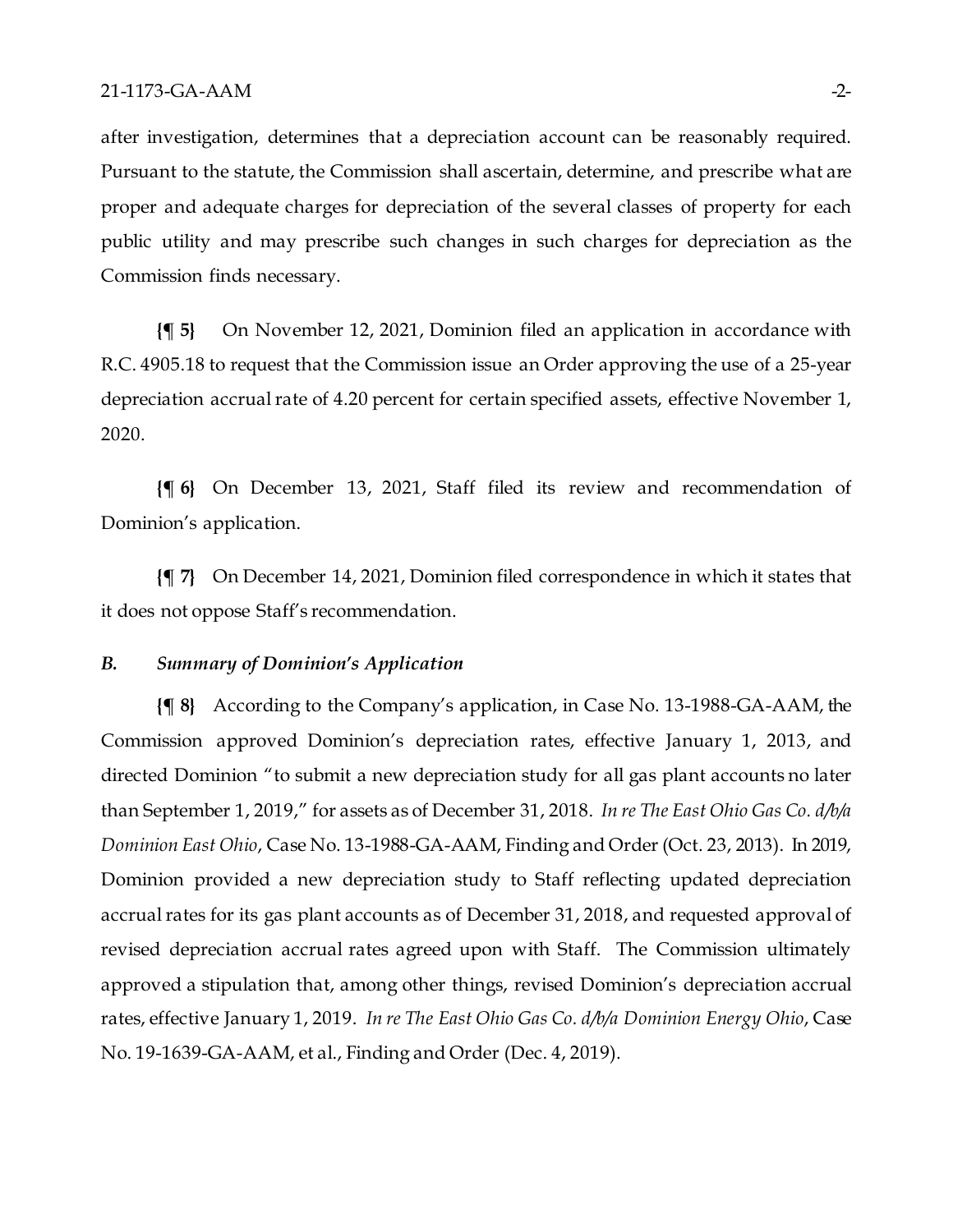after investigation, determines that a depreciation account can be reasonably required. Pursuant to the statute, the Commission shall ascertain, determine, and prescribe what are proper and adequate charges for depreciation of the several classes of property for each public utility and may prescribe such changes in such charges for depreciation as the Commission finds necessary.

**{¶ 5}** On November 12, 2021, Dominion filed an application in accordance with R.C. 4905.18 to request that the Commission issue an Order approving the use of a 25-year depreciation accrual rate of 4.20 percent for certain specified assets, effective November 1, 2020.

**{¶ 6}** On December 13, 2021, Staff filed its review and recommendation of Dominion's application.

**{¶ 7}** On December 14, 2021, Dominion filed correspondence in which it states that it does not oppose Staff's recommendation.

### *B. Summary of Dominion's Application*

**{¶ 8}** According to the Company's application, in Case No. 13-1988-GA-AAM, the Commission approved Dominion's depreciation rates, effective January 1, 2013, and directed Dominion "to submit a new depreciation study for all gas plant accounts no later than September 1, 2019," for assets as of December 31, 2018. *In re The East Ohio Gas Co. d/b/a Dominion East Ohio*, Case No. 13-1988-GA-AAM, Finding and Order (Oct. 23, 2013). In 2019, Dominion provided a new depreciation study to Staff reflecting updated depreciation accrual rates for its gas plant accounts as of December 31, 2018, and requested approval of revised depreciation accrual rates agreed upon with Staff. The Commission ultimately approved a stipulation that, among other things, revised Dominion's depreciation accrual rates, effective January 1, 2019. *In re The East Ohio Gas Co. d/b/a Dominion Energy Ohio*, Case No. 19-1639-GA-AAM, et al., Finding and Order (Dec. 4, 2019).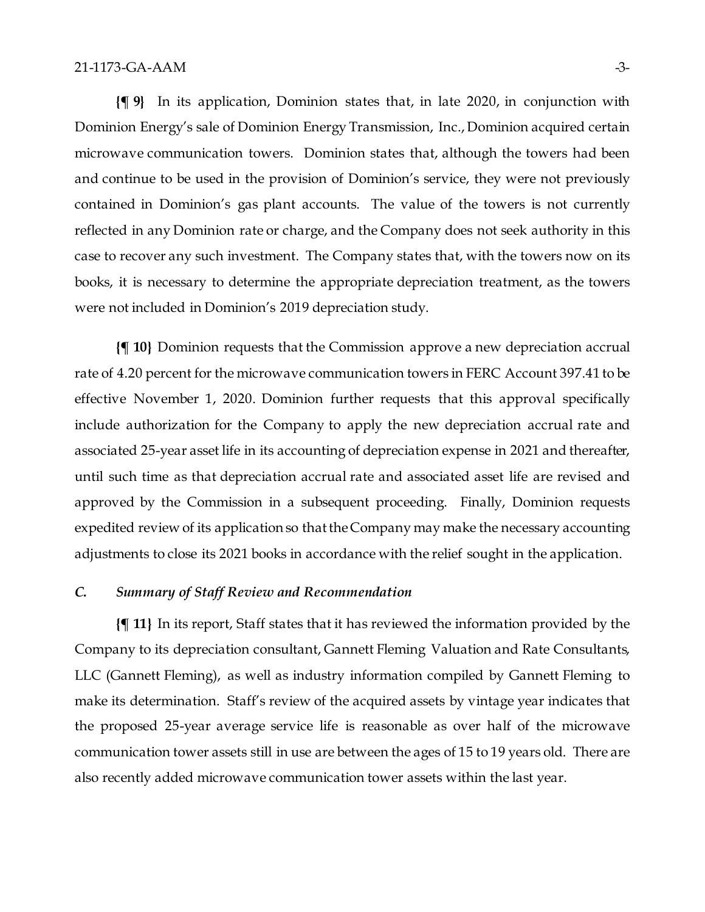**{¶ 9}** In its application, Dominion states that, in late 2020, in conjunction with Dominion Energy's sale of Dominion Energy Transmission, Inc., Dominion acquired certain microwave communication towers. Dominion states that, although the towers had been and continue to be used in the provision of Dominion's service, they were not previously contained in Dominion's gas plant accounts. The value of the towers is not currently reflected in any Dominion rate or charge, and the Company does not seek authority in this case to recover any such investment. The Company states that, with the towers now on its books, it is necessary to determine the appropriate depreciation treatment, as the towers were not included in Dominion's 2019 depreciation study.

**{¶ 10}** Dominion requests that the Commission approve a new depreciation accrual rate of 4.20 percent for the microwave communication towers in FERC Account 397.41 to be effective November 1, 2020. Dominion further requests that this approval specifically include authorization for the Company to apply the new depreciation accrual rate and associated 25-year asset life in its accounting of depreciation expense in 2021 and thereafter, until such time as that depreciation accrual rate and associated asset life are revised and approved by the Commission in a subsequent proceeding. Finally, Dominion requests expedited review of its application so that the Company may make the necessary accounting adjustments to close its 2021 books in accordance with the relief sought in the application.

### *C. Summary of Staff Review and Recommendation*

**{¶ 11}** In its report, Staff states that it has reviewed the information provided by the Company to its depreciation consultant, Gannett Fleming Valuation and Rate Consultants, LLC (Gannett Fleming), as well as industry information compiled by Gannett Fleming to make its determination. Staff's review of the acquired assets by vintage year indicates that the proposed 25-year average service life is reasonable as over half of the microwave communication tower assets still in use are between the ages of 15 to 19 years old. There are also recently added microwave communication tower assets within the last year.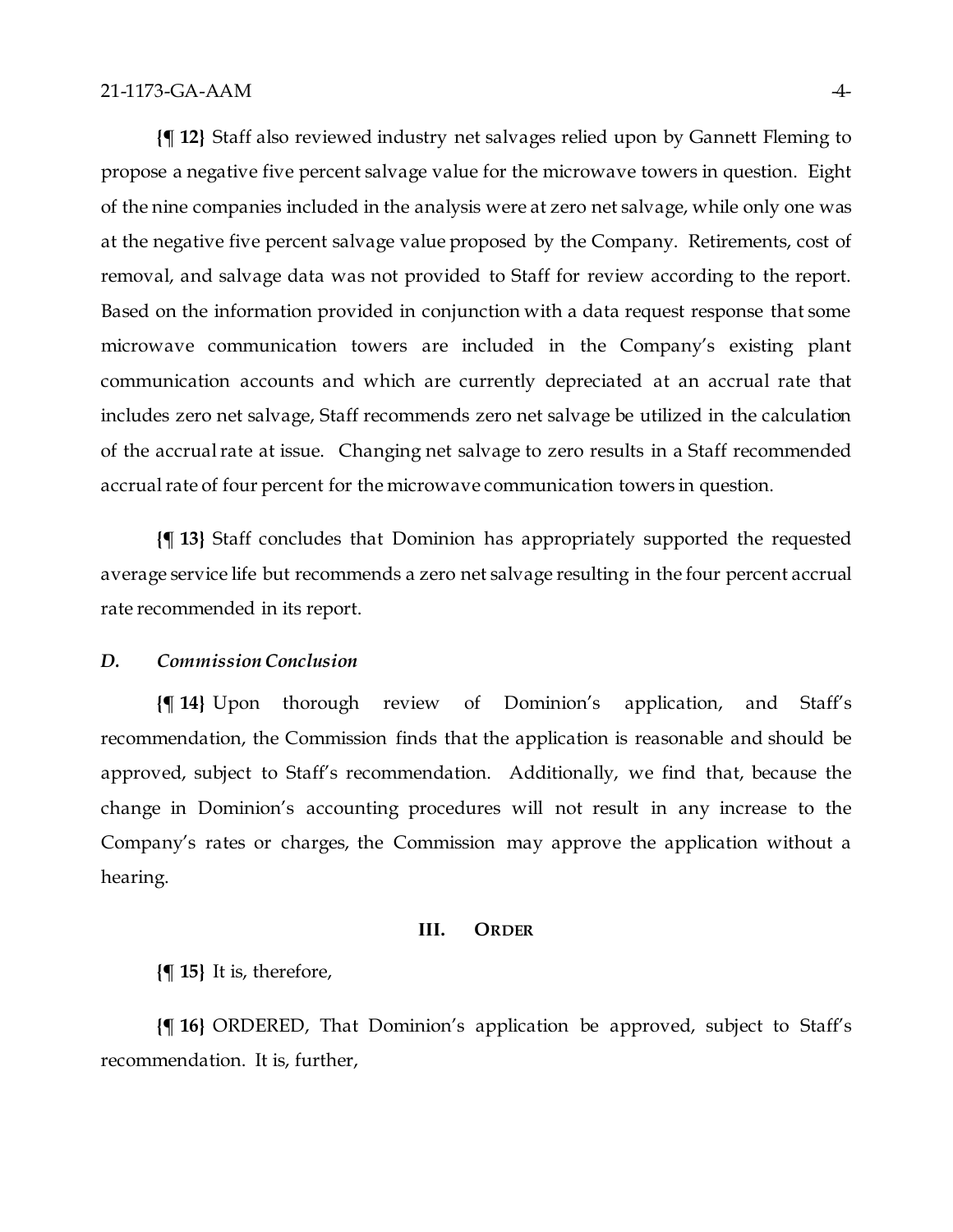**{¶ 12}** Staff also reviewed industry net salvages relied upon by Gannett Fleming to propose a negative five percent salvage value for the microwave towers in question. Eight of the nine companies included in the analysis were at zero net salvage, while only one was at the negative five percent salvage value proposed by the Company. Retirements, cost of removal, and salvage data was not provided to Staff for review according to the report. Based on the information provided in conjunction with a data request response that some microwave communication towers are included in the Company's existing plant communication accounts and which are currently depreciated at an accrual rate that includes zero net salvage, Staff recommends zero net salvage be utilized in the calculation of the accrual rate at issue. Changing net salvage to zero results in a Staff recommended accrual rate of four percent for the microwave communication towers in question.

**{¶ 13}** Staff concludes that Dominion has appropriately supported the requested average service life but recommends a zero net salvage resulting in the four percent accrual rate recommended in its report.

### *D. Commission Conclusion*

**{¶ 14}** Upon thorough review of Dominion's application, and Staff's recommendation, the Commission finds that the application is reasonable and should be approved, subject to Staff's recommendation. Additionally, we find that, because the change in Dominion's accounting procedures will not result in any increase to the Company's rates or charges, the Commission may approve the application without a hearing.

## III. ORDER

**{¶ 15}** It is, therefore,

**{¶ 16}** ORDERED, That Dominion's application be approved, subject to Staff's recommendation. It is, further,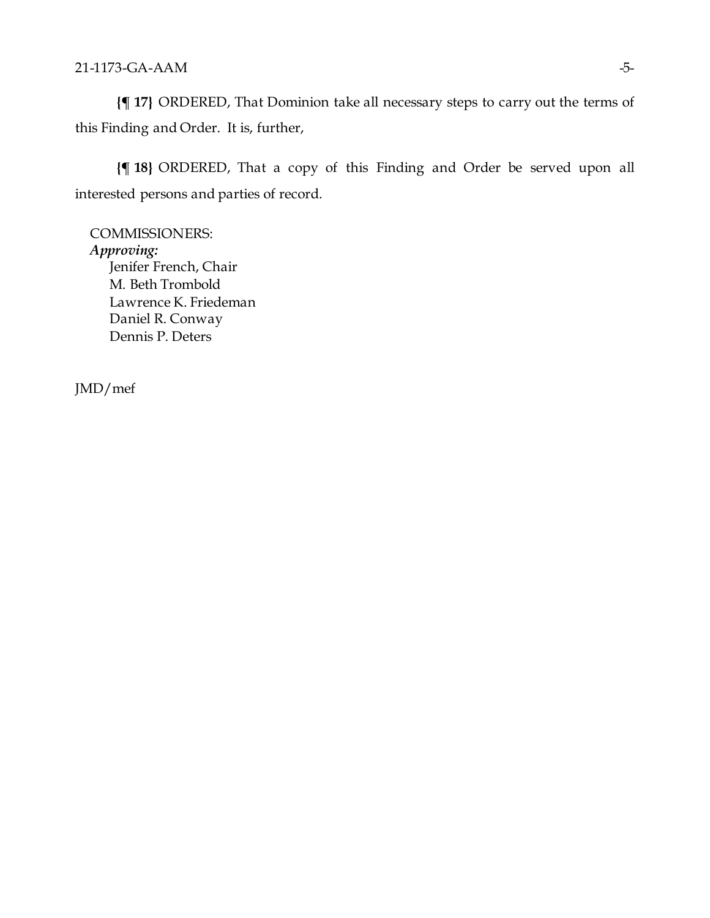**{¶ 17}** ORDERED, That Dominion take all necessary steps to carry out the terms of this Finding and Order. It is, further,

**{¶ 18}** ORDERED, That a copy of this Finding and Order be served upon all interested persons and parties of record.

COMMISSIONERS:
*Approving:*
Jenifer French, Chair
M. Beth Trombold
Lawrence K. Friedeman
Daniel R. Conway
Dennis P. Deters

JMD/mef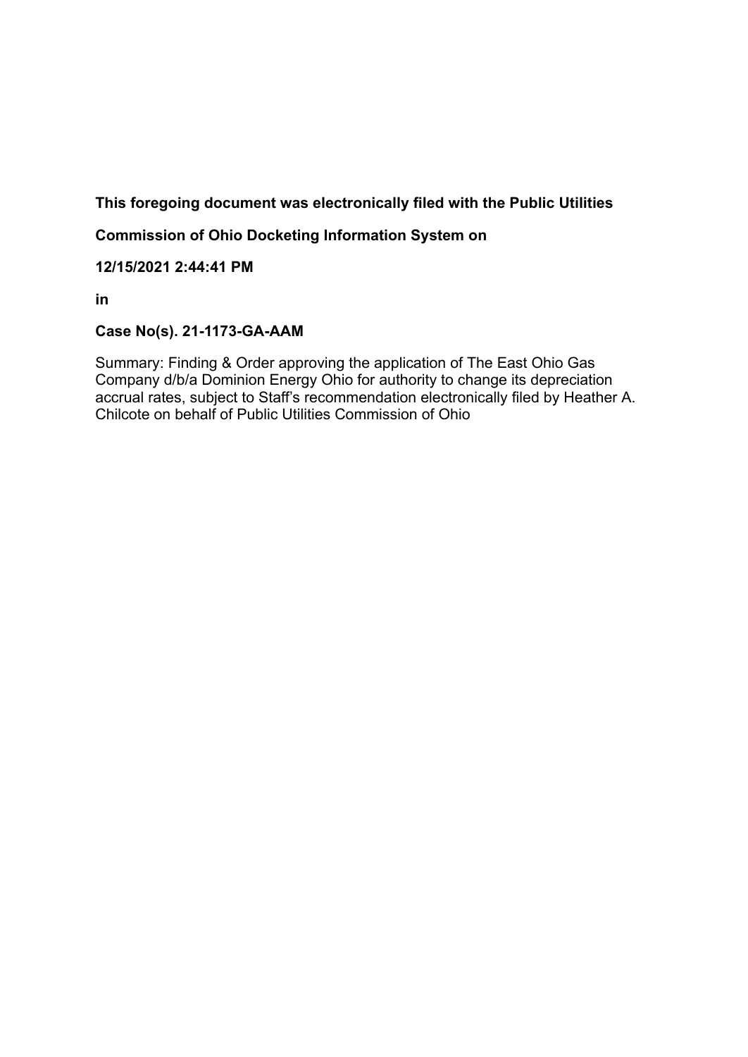**This foregoing document was electronically filed with the Public Utilities**

**Commission of Ohio Docketing Information System on**

**12/15/2021 2:44:41 PM**

**in**

**Case No(s). 21-1173-GA-AAM**

Summary: Finding & Order approving the application of The East Ohio Gas Company d/b/a Dominion Energy Ohio for authority to change its depreciation accrual rates, subject to Staff's recommendation electronically filed by Heather A. Chilcote on behalf of Public Utilities Commission of Ohio